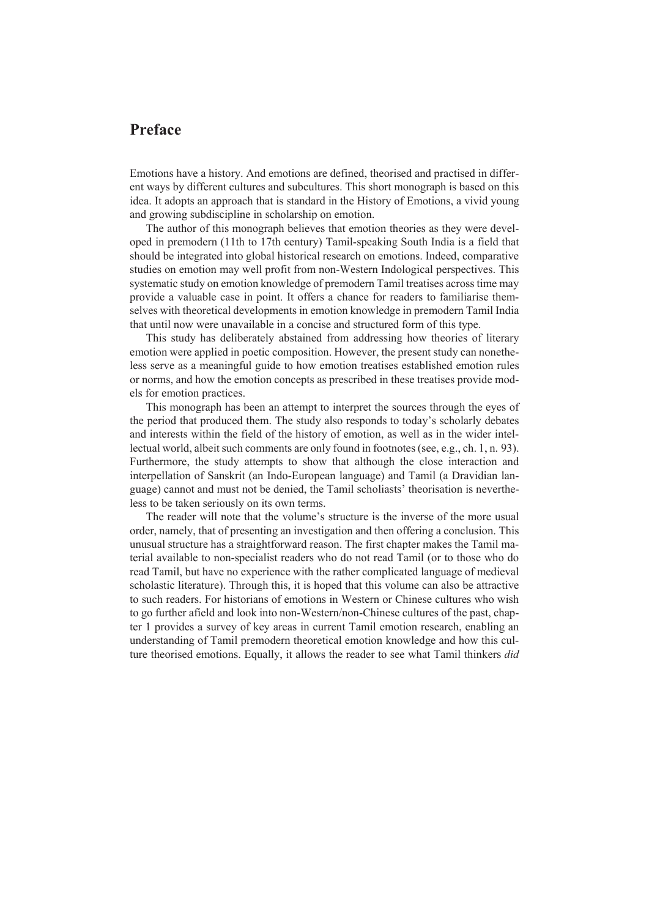# Preface

Emotions have a history. And emotions are defined, theorised and practised in different ways by different cultures and subcultures. This short monograph is based on this idea. It adopts an approach that is standard in the History of Emotions, a vivid young and growing subdiscipline in scholarship on emotion.

The author of this monograph believes that emotion theories as they were developed in premodern (11th to 17th century) Tamil-speaking South India is a field that should be integrated into global historical research on emotions. Indeed, comparative studies on emotion may well profit from non-Western Indological perspectives. This systematic study on emotion knowledge of premodern Tamil treatises across time may provide a valuable case in point. It offers a chance for readers to familiarise themselves with theoretical developments in emotion knowledge in premodern Tamil India that until now were unavailable in a concise and structured form of this type.

This study has deliberately abstained from addressing how theories of literary emotion were applied in poetic composition. However, the present study can nonetheless serve as a meaningful guide to how emotion treatises established emotion rules or norms, and how the emotion concepts as prescribed in these treatises provide models for emotion practices.

This monograph has been an attempt to interpret the sources through the eyes of the period that produced them. The study also responds to today's scholarly debates and interests within the field of the history of emotion, as well as in the wider intellectual world, albeit such comments are only found in footnotes (see, e.g., ch. 1, n. 93). Furthermore, the study attempts to show that although the close interaction and interpellation of Sanskrit (an Indo-European language) and Tamil (a Dravidian language) cannot and must not be denied, the Tamil scholiasts' theorisation is nevertheless to be taken seriously on its own terms.

The reader will note that the volume's structure is the inverse of the more usual order, namely, that of presenting an investigation and then offering a conclusion. This unusual structure has a straightforward reason. The first chapter makes the Tamil material available to non-specialist readers who do not read Tamil (or to those who do read Tamil, but have no experience with the rather complicated language of medieval scholastic literature). Through this, it is hoped that this volume can also be attractive to such readers. For historians of emotions in Western or Chinese cultures who wish to go further afield and look into non-Western/non-Chinese cultures of the past, chapter 1 provides a survey of key areas in current Tamil emotion research, enabling an understanding of Tamil premodern theoretical emotion knowledge and how this culture theorised emotions. Equally, it allows the reader to see what Tamil thinkers *did*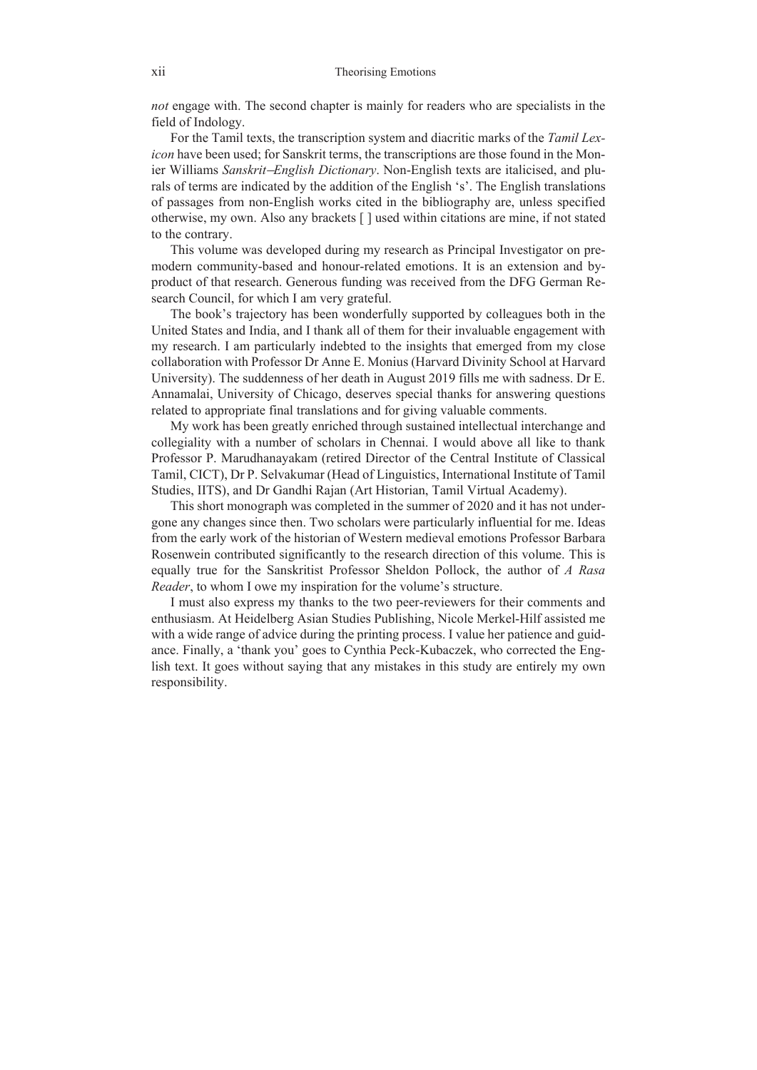*not* engage with. The second chapter is mainly for readers who are specialists in the field of Indology.

For the Tamil texts, the transcription system and diacritic marks of the *Tamil Lexicon* have been used; for Sanskrit terms, the transcriptions are those found in the Monier Williams *Sanskrit–English Dictionary*. Non-English texts are italicised, and plurals of terms are indicated by the addition of the English 's'. The English translations of passages from non-English works cited in the bibliography are, unless specified otherwise, my own. Also any brackets [ ] used within citations are mine, if not stated to the contrary.

This volume was developed during my research as Principal Investigator on premodern community-based and honour-related emotions. It is an extension and by-product of that research. Generous funding was received from the DFG German Research Council, for which I am very grateful.

The book's trajectory has been wonderfully supported by colleagues both in the United States and India, and I thank all of them for their invaluable engagement with my research. I am particularly indebted to the insights that emerged from my close collaboration with Professor Dr Anne E. Monius (Harvard Divinity School at Harvard University). The suddenness of her death in August 2019 fills me with sadness. Dr E. Annamalai, University of Chicago, deserves special thanks for answering questions related to appropriate final translations and for giving valuable comments.

My work has been greatly enriched through sustained intellectual interchange and collegiality with a number of scholars in Chennai. I would above all like to thank Professor P. Marudhanayakam (retired Director of the Central Institute of Classical Tamil, CICT), Dr P. Selvakumar (Head of Linguistics, International Institute of Tamil Studies, IITS), and Dr Gandhi Rajan (Art Historian, Tamil Virtual Academy).

This short monograph was completed in the summer of 2020 and it has not undergone any changes since then. Two scholars were particularly influential for me. Ideas from the early work of the historian of Western medieval emotions Professor Barbara Rosenwein contributed significantly to the research direction of this volume. This is equally true for the Sanskritist Professor Sheldon Pollock, the author of *A Rasa Reader*, to whom I owe my inspiration for the volume's structure.

I must also express my thanks to the two peer-reviewers for their comments and enthusiasm. At Heidelberg Asian Studies Publishing, Nicole Merkel-Hilf assisted me with a wide range of advice during the printing process. I value her patience and guidance. Finally, a 'thank you' goes to Cynthia Peck-Kubaczek, who corrected the English text. It goes without saying that any mistakes in this study are entirely my own responsibility.